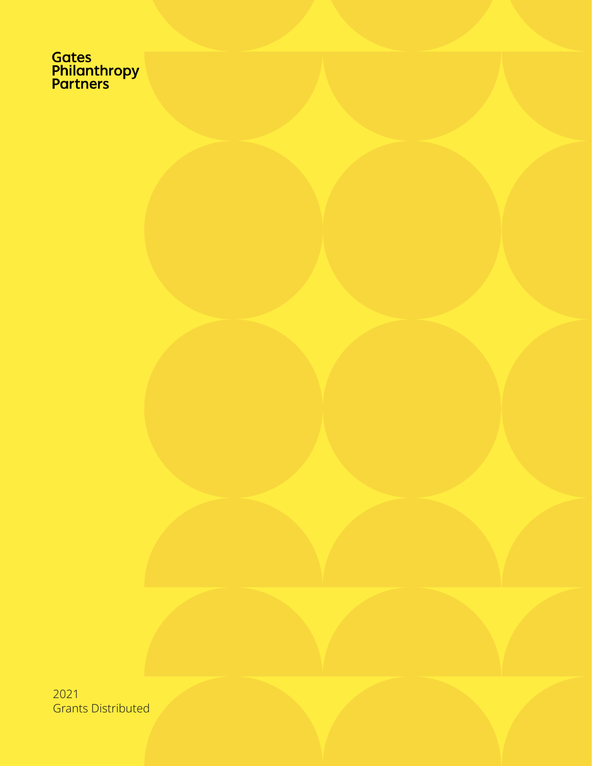Gates
Philanthropy
Partners

2021
Grants Distributed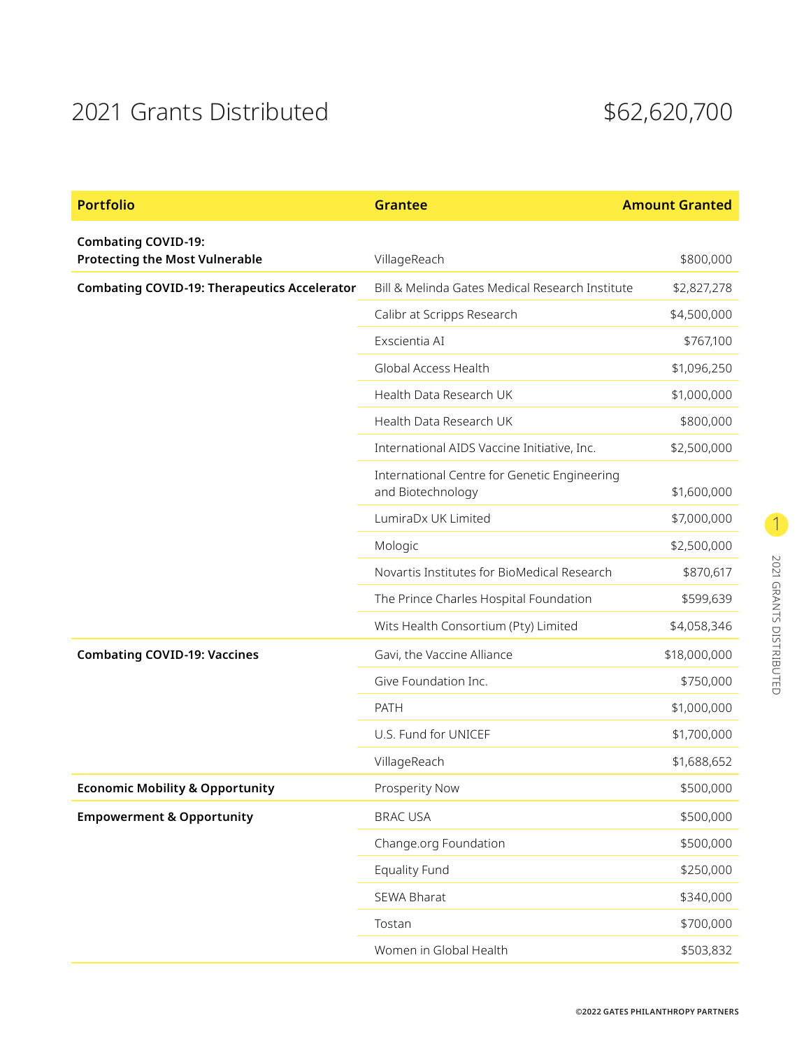# 2021 Grants Distributed $62,620,700

| Portfolio | Grantee | Amount Granted |
| --- | --- | --- |
| **Combating COVID-19: Protecting the Most Vulnerable** | VillageReach | $800,000 |
| **Combating COVID-19: Therapeutics Accelerator** | Bill & Melinda Gates Medical Research Institute | $2,827,278 |
| | Calibr at Scripps Research | $4,500,000 |
| | Exscientia AI | $767,100 |
| | Global Access Health | $1,096,250 |
| | Health Data Research UK | $1,000,000 |
| | Health Data Research UK | $800,000 |
| | International AIDS Vaccine Initiative, Inc. | $2,500,000 |
| | International Centre for Genetic Engineering and Biotechnology | $1,600,000 |
| | LumiraDx UK Limited | $7,000,000 |
| | Mologic | $2,500,000 |
| | Novartis Institutes for BioMedical Research | $870,617 |
| | The Prince Charles Hospital Foundation | $599,639 |
| | Wits Health Consortium (Pty) Limited | $4,058,346 |
| **Combating COVID-19: Vaccines** | Gavi, the Vaccine Alliance | $18,000,000 |
| | Give Foundation Inc. | $750,000 |
| | PATH | $1,000,000 |
| | U.S. Fund for UNICEF | $1,700,000 |
| | VillageReach | $1,688,652 |
| **Economic Mobility & Opportunity** | Prosperity Now | $500,000 |
| **Empowerment & Opportunity** | BRAC USA | $500,000 |
| | Change.org Foundation | $500,000 |
| | Equality Fund | $250,000 |
| | SEWA Bharat | $340,000 |
| | Tostan | $700,000 |
| | Women in Global Health | $503,832 |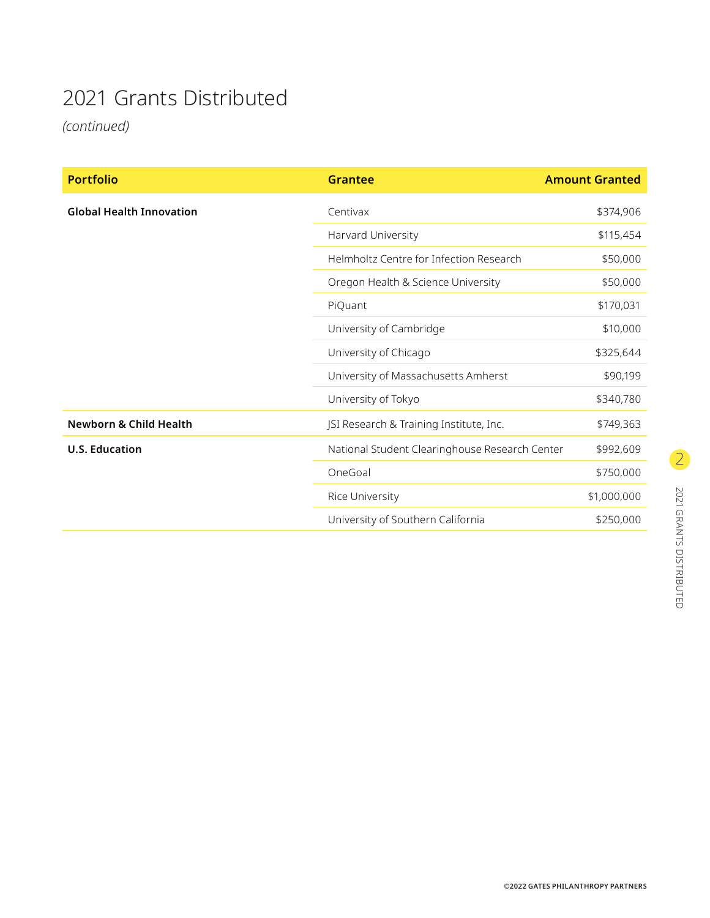# 2021 Grants Distributed

*(continued)*

| Portfolio | Grantee | Amount Granted |
| --- | --- | --- |
| **Global Health Innovation** | Centivax | $374,906 |
| | Harvard University | $115,454 |
| | Helmholtz Centre for Infection Research | $50,000 |
| | Oregon Health & Science University | $50,000 |
| | PiQuant | $170,031 |
| | University of Cambridge | $10,000 |
| | University of Chicago | $325,644 |
| | University of Massachusetts Amherst | $90,199 |
| | University of Tokyo | $340,780 |
| **Newborn & Child Health** | JSI Research & Training Institute, Inc. | $749,363 |
| **U.S. Education** | National Student Clearinghouse Research Center | $992,609 |
| | OneGoal | $750,000 |
| | Rice University | $1,000,000 |
| | University of Southern California | $250,000 |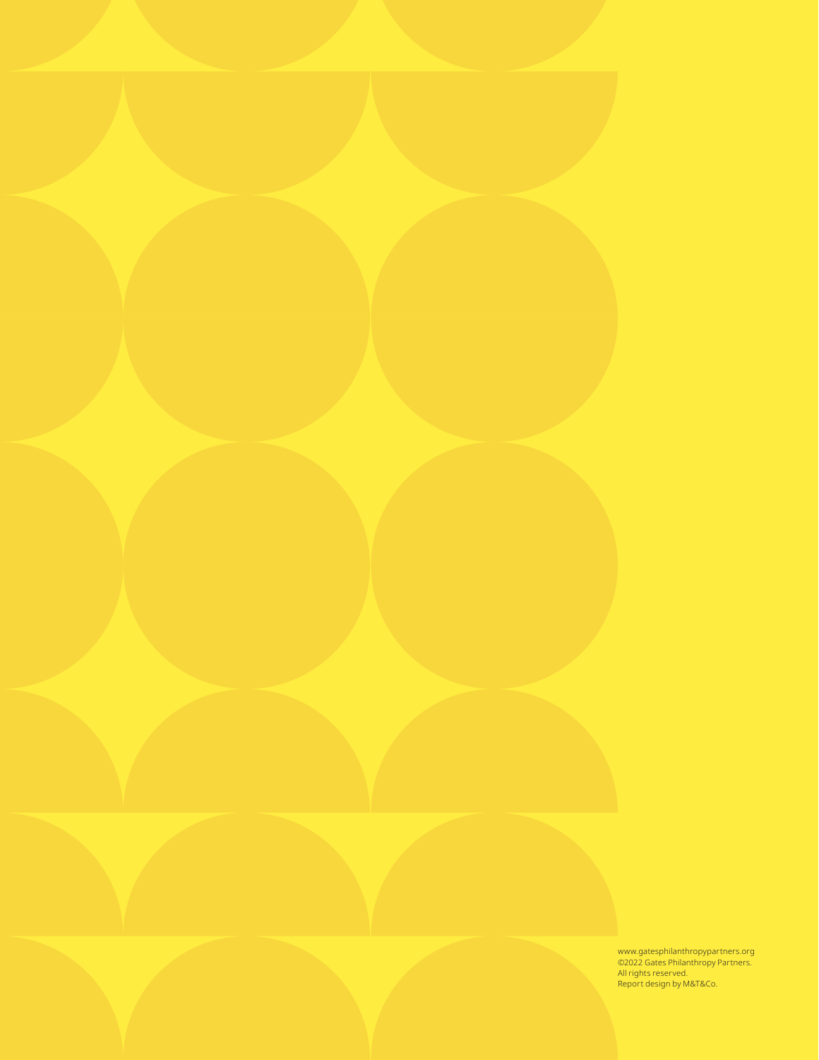www.gatesphilanthropypartners.org
©2022 Gates Philanthropy Partners.
All rights reserved.
Report design by M&T&Co.